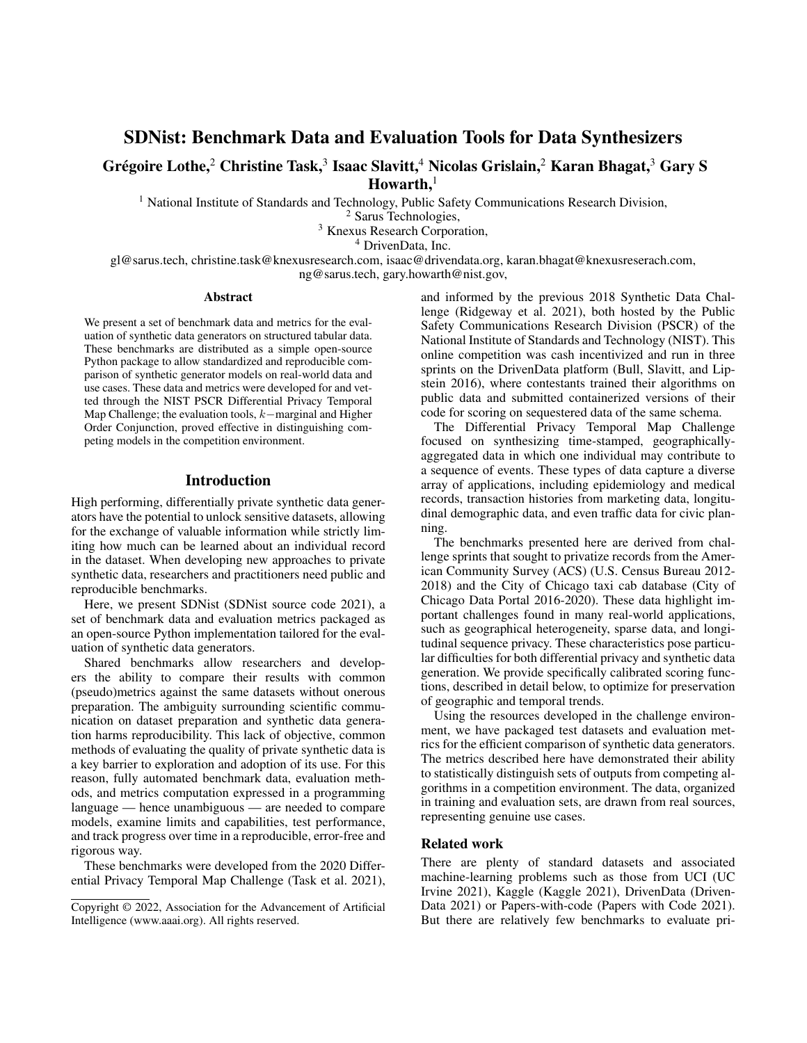# SDNist: Benchmark Data and Evaluation Tools for Data Synthesizers

**Grégoire Lothe,[2] Christine Task,[3] Isaac Slavitt,[4] Nicolas Grislain,[2] Karan Bhagat,[3] Gary S Howarth,[1]**

[1] National Institute of Standards and Technology, Public Safety Communications Research Division,
[2] Sarus Technologies,
[3] Knexus Research Corporation,
[4] DrivenData, Inc.

gl@sarus.tech, christine.task@knexusresearch.com, isaac@drivendata.org, karan.bhagat@knexusreserach.com, ng@sarus.tech, gary.howarth@nist.gov,

## Abstract

We present a set of benchmark data and metrics for the evaluation of synthetic data generators on structured tabular data. These benchmarks are distributed as a simple open-source Python package to allow standardized and reproducible comparison of synthetic generator models on real-world data and use cases. These data and metrics were developed for and vetted through the NIST PSCR Differential Privacy Temporal Map Challenge; the evaluation tools, $k-$marginal and Higher Order Conjunction, proved effective in distinguishing competing models in the competition environment.

## Introduction

High performing, differentially private synthetic data generators have the potential to unlock sensitive datasets, allowing for the exchange of valuable information while strictly limiting how much can be learned about an individual record in the dataset. When developing new approaches to private synthetic data, researchers and practitioners need public and reproducible benchmarks.

Here, we present SDNist (SDNist source code 2021), a set of benchmark data and evaluation metrics packaged as an open-source Python implementation tailored for the evaluation of synthetic data generators.

Shared benchmarks allow researchers and developers the ability to compare their results with common (pseudo)metrics against the same datasets without onerous preparation. The ambiguity surrounding scientific communication on dataset preparation and synthetic data generation harms reproducibility. This lack of objective, common methods of evaluating the quality of private synthetic data is a key barrier to exploration and adoption of its use. For this reason, fully automated benchmark data, evaluation methods, and metrics computation expressed in a programming language — hence unambiguous — are needed to compare models, examine limits and capabilities, test performance, and track progress over time in a reproducible, error-free and rigorous way.

These benchmarks were developed from the 2020 Differential Privacy Temporal Map Challenge (Task et al. 2021), and informed by the previous 2018 Synthetic Data Challenge (Ridgeway et al. 2021), both hosted by the Public Safety Communications Research Division (PSCR) of the National Institute of Standards and Technology (NIST). This online competition was cash incentivized and run in three sprints on the DrivenData platform (Bull, Slavitt, and Lipstein 2016), where contestants trained their algorithms on public data and submitted containerized versions of their code for scoring on sequestered data of the same schema.

The Differential Privacy Temporal Map Challenge focused on synthesizing time-stamped, geographically-aggregated data in which one individual may contribute to a sequence of events. These types of data capture a diverse array of applications, including epidemiology and medical records, transaction histories from marketing data, longitudinal demographic data, and even traffic data for civic planning.

The benchmarks presented here are derived from challenge sprints that sought to privatize records from the American Community Survey (ACS) (U.S. Census Bureau 2012-2018) and the City of Chicago taxi cab database (City of Chicago Data Portal 2016-2020). These data highlight important challenges found in many real-world applications, such as geographical heterogeneity, sparse data, and longitudinal sequence privacy. These characteristics pose particular difficulties for both differential privacy and synthetic data generation. We provide specifically calibrated scoring functions, described in detail below, to optimize for preservation of geographic and temporal trends.

Using the resources developed in the challenge environment, we have packaged test datasets and evaluation metrics for the efficient comparison of synthetic data generators. The metrics described here have demonstrated their ability to statistically distinguish sets of outputs from competing algorithms in a competition environment. The data, organized in training and evaluation sets, are drawn from real sources, representing genuine use cases.

### Related work

There are plenty of standard datasets and associated machine-learning problems such as those from UCI (UC Irvine 2021), Kaggle (Kaggle 2021), DrivenData (DrivenData 2021) or Papers-with-code (Papers with Code 2021). But there are relatively few benchmarks to evaluate pri-

Copyright © 2022, Association for the Advancement of Artificial Intelligence (www.aaai.org). All rights reserved.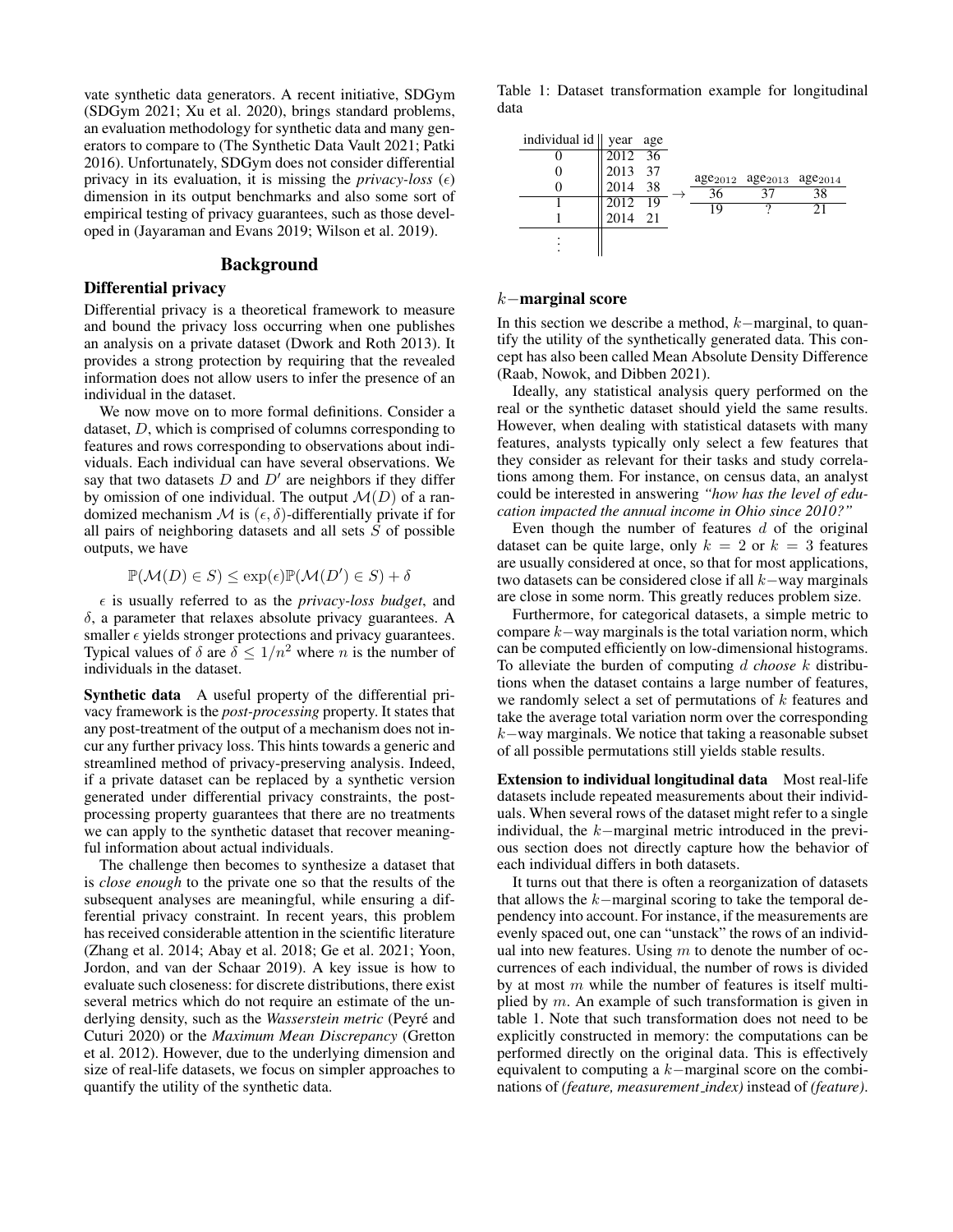vate synthetic data generators. A recent initiative, SDGym (SDGym 2021; Xu et al. 2020), brings standard problems, an evaluation methodology for synthetic data and many generators to compare to (The Synthetic Data Vault 2021; Patki 2016). Unfortunately, SDGym does not consider differential privacy in its evaluation, it is missing the *privacy-loss* ($\epsilon$) dimension in its output benchmarks and also some sort of empirical testing of privacy guarantees, such as those developed in (Jayaraman and Evans 2019; Wilson et al. 2019).

## Background

### Differential privacy

Differential privacy is a theoretical framework to measure and bound the privacy loss occurring when one publishes an analysis on a private dataset (Dwork and Roth 2013). It provides a strong protection by requiring that the revealed information does not allow users to infer the presence of an individual in the dataset.

We now move on to more formal definitions. Consider a dataset, $D$, which is comprised of columns corresponding to features and rows corresponding to observations about individuals. Each individual can have several observations. We say that two datasets $D$ and $D'$ are neighbors if they differ by omission of one individual. The output $\mathcal{M}(D)$ of a randomized mechanism $\mathcal{M}$ is $(\epsilon, \delta)$-differentially private if for all pairs of neighboring datasets and all sets $S$ of possible outputs, we have

$$\mathbb{P}(\mathcal{M}(D) \in S) \leq \exp(\epsilon)\mathbb{P}(\mathcal{M}(D') \in S) + \delta$$

$\epsilon$ is usually referred to as the *privacy-loss budget*, and $\delta$, a parameter that relaxes absolute privacy guarantees. A smaller $\epsilon$ yields stronger protections and privacy guarantees. Typical values of $\delta$ are $\delta \leq 1/n^2$ where $n$ is the number of individuals in the dataset.

**Synthetic data** A useful property of the differential privacy framework is the *post-processing* property. It states that any post-treatment of the output of a mechanism does not incur any further privacy loss. This hints towards a generic and streamlined method of privacy-preserving analysis. Indeed, if a private dataset can be replaced by a synthetic version generated under differential privacy constraints, the post-processing property guarantees that there are no treatments we can apply to the synthetic dataset that recover meaningful information about actual individuals.

The challenge then becomes to synthesize a dataset that is *close enough* to the private one so that the results of the subsequent analyses are meaningful, while ensuring a differential privacy constraint. In recent years, this problem has received considerable attention in the scientific literature (Zhang et al. 2014; Abay et al. 2018; Ge et al. 2021; Yoon, Jordon, and van der Schaar 2019). A key issue is how to evaluate such closeness: for discrete distributions, there exist several metrics which do not require an estimate of the underlying density, such as the *Wasserstein metric* (Peyré and Cuturi 2020) or the *Maximum Mean Discrepancy* (Gretton et al. 2012). However, due to the underlying dimension and size of real-life datasets, we focus on simpler approaches to quantify the utility of the synthetic data.

Table 1: Dataset transformation example for longitudinal data

| individual id | year | age |
|---|---|---|
| 0 | 2012 | 36 |
| 0 | 2013 | 37 |
| 0 | 2014 | 38 |
| 1 | 2012 | 19 |
| 1 | 2014 | 21 |
| ⋮ | | |

→

| $\text{age}_{2012}$ | $\text{age}_{2013}$ | $\text{age}_{2014}$ |
|---|---|---|
| 36 | 37 | 38 |
| 19 | ? | 21 |

### $k-$marginal score

In this section we describe a method, $k-$marginal, to quantify the utility of the synthetically generated data. This concept has also been called Mean Absolute Density Difference (Raab, Nowok, and Dibben 2021).

Ideally, any statistical analysis query performed on the real or the synthetic dataset should yield the same results. However, when dealing with statistical datasets with many features, analysts typically only select a few features that they consider as relevant for their tasks and study correlations among them. For instance, on census data, an analyst could be interested in answering *"how has the level of education impacted the annual income in Ohio since 2010?"*

Even though the number of features $d$ of the original dataset can be quite large, only $k = 2$ or $k = 3$ features are usually considered at once, so that for most applications, two datasets can be considered close if all $k-$way marginals are close in some norm. This greatly reduces problem size.

Furthermore, for categorical datasets, a simple metric to compare $k-$way marginals is the total variation norm, which can be computed efficiently on low-dimensional histograms. To alleviate the burden of computing $d$ *choose* $k$ distributions when the dataset contains a large number of features, we randomly select a set of permutations of $k$ features and take the average total variation norm over the corresponding $k-$way marginals. We notice that taking a reasonable subset of all possible permutations still yields stable results.

**Extension to individual longitudinal data** Most real-life datasets include repeated measurements about their individuals. When several rows of the dataset might refer to a single individual, the $k-$marginal metric introduced in the previous section does not directly capture how the behavior of each individual differs in both datasets.

It turns out that there is often a reorganization of datasets that allows the $k-$marginal scoring to take the temporal dependency into account. For instance, if the measurements are evenly spaced out, one can "unstack" the rows of an individual into new features. Using $m$ to denote the number of occurrences of each individual, the number of rows is divided by at most $m$ while the number of features is itself multiplied by $m$. An example of such transformation is given in table 1. Note that such transformation does not need to be explicitly constructed in memory: the computations can be performed directly on the original data. This is effectively equivalent to computing a $k-$marginal score on the combinations of *(feature, measurement_index)* instead of *(feature)*.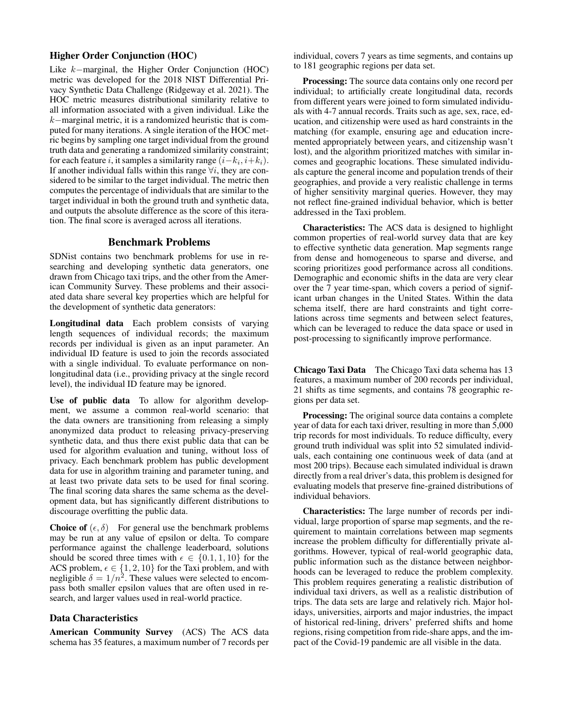### Higher Order Conjunction (HOC)

Like $k-$marginal, the Higher Order Conjunction (HOC) metric was developed for the 2018 NIST Differential Privacy Synthetic Data Challenge (Ridgeway et al. 2021). The HOC metric measures distributional similarity relative to all information associated with a given individual. Like the $k-$marginal metric, it is a randomized heuristic that is computed for many iterations. A single iteration of the HOC metric begins by sampling one target individual from the ground truth data and generating a randomized similarity constraint; for each feature $i$, it samples a similarity range $(i-k_i, i+k_i)$. If another individual falls within this range $\forall i$, they are considered to be similar to the target individual. The metric then computes the percentage of individuals that are similar to the target individual in both the ground truth and synthetic data, and outputs the absolute difference as the score of this iteration. The final score is averaged across all iterations.

## Benchmark Problems

SDNist contains two benchmark problems for use in researching and developing synthetic data generators, one drawn from Chicago taxi trips, and the other from the American Community Survey. These problems and their associated data share several key properties which are helpful for the development of synthetic data generators:

**Longitudinal data** Each problem consists of varying length sequences of individual records; the maximum records per individual is given as an input parameter. An individual ID feature is used to join the records associated with a single individual. To evaluate performance on non-longitudinal data (i.e., providing privacy at the single record level), the individual ID feature may be ignored.

**Use of public data** To allow for algorithm development, we assume a common real-world scenario: that the data owners are transitioning from releasing a simply anonymized data product to releasing privacy-preserving synthetic data, and thus there exist public data that can be used for algorithm evaluation and tuning, without loss of privacy. Each benchmark problem has public development data for use in algorithm training and parameter tuning, and at least two private data sets to be used for final scoring. The final scoring data shares the same schema as the development data, but has significantly different distributions to discourage overfitting the public data.

**Choice of** $(\epsilon, \delta)$ For general use the benchmark problems may be run at any value of epsilon or delta. To compare performance against the challenge leaderboard, solutions should be scored three times with $\epsilon \in \{0.1, 1, 10\}$ for the ACS problem, $\epsilon \in \{1, 2, 10\}$ for the Taxi problem, and with negligible $\delta = 1/n^2$. These values were selected to encompass both smaller epsilon values that are often used in research, and larger values used in real-world practice.

### Data Characteristics

**American Community Survey** (ACS) The ACS data schema has 35 features, a maximum number of 7 records per individual, covers 7 years as time segments, and contains up to 181 geographic regions per data set.

**Processing:** The source data contains only one record per individual; to artificially create longitudinal data, records from different years were joined to form simulated individuals with 4-7 annual records. Traits such as age, sex, race, education, and citizenship were used as hard constraints in the matching (for example, ensuring age and education incremented appropriately between years, and citizenship wasn't lost), and the algorithm prioritized matches with similar incomes and geographic locations. These simulated individuals capture the general income and population trends of their geographies, and provide a very realistic challenge in terms of higher sensitivity marginal queries. However, they may not reflect fine-grained individual behavior, which is better addressed in the Taxi problem.

**Characteristics:** The ACS data is designed to highlight common properties of real-world survey data that are key to effective synthetic data generation. Map segments range from dense and homogeneous to sparse and diverse, and scoring prioritizes good performance across all conditions. Demographic and economic shifts in the data are very clear over the 7 year time-span, which covers a period of significant urban changes in the United States. Within the data schema itself, there are hard constraints and tight correlations across time segments and between select features, which can be leveraged to reduce the data space or used in post-processing to significantly improve performance.

**Chicago Taxi Data** The Chicago Taxi data schema has 13 features, a maximum number of 200 records per individual, 21 shifts as time segments, and contains 78 geographic regions per data set.

**Processing:** The original source data contains a complete year of data for each taxi driver, resulting in more than 5,000 trip records for most individuals. To reduce difficulty, every ground truth individual was split into 52 simulated individuals, each containing one continuous week of data (and at most 200 trips). Because each simulated individual is drawn directly from a real driver's data, this problem is designed for evaluating models that preserve fine-grained distributions of individual behaviors.

**Characteristics:** The large number of records per individual, large proportion of sparse map segments, and the requirement to maintain correlations between map segments increase the problem difficulty for differentially private algorithms. However, typical of real-world geographic data, public information such as the distance between neighborhoods can be leveraged to reduce the problem complexity. This problem requires generating a realistic distribution of individual taxi drivers, as well as a realistic distribution of trips. The data sets are large and relatively rich. Major holidays, universities, airports and major industries, the impact of historical red-lining, drivers' preferred shifts and home regions, rising competition from ride-share apps, and the impact of the Covid-19 pandemic are all visible in the data.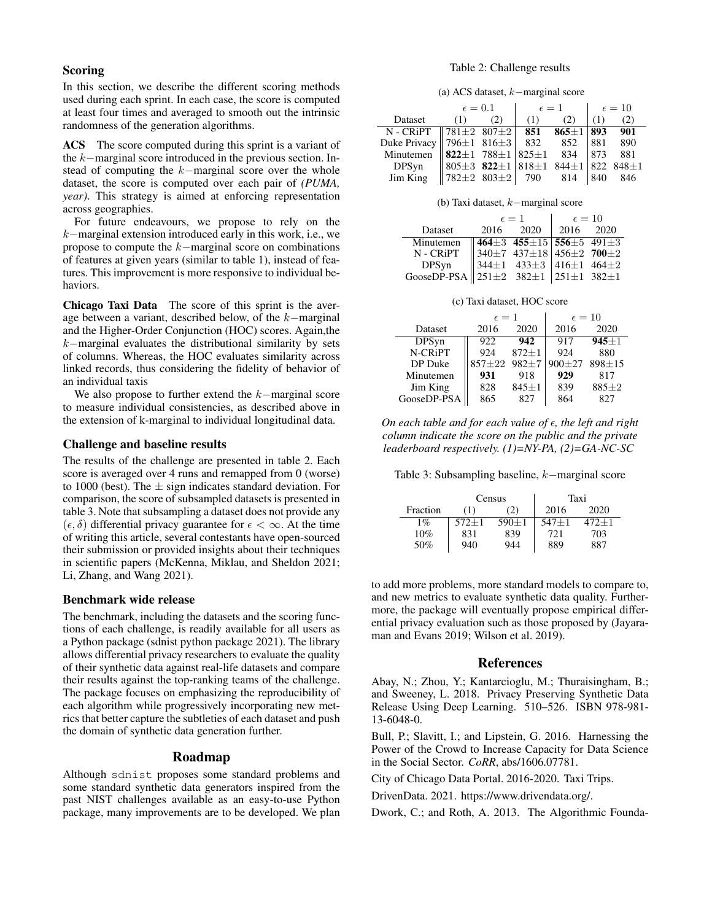## Scoring

In this section, we describe the different scoring methods used during each sprint. In each case, the score is computed at least four times and averaged to smooth out the intrinsic randomness of the generation algorithms.

**ACS** The score computed during this sprint is a variant of the $k-$marginal score introduced in the previous section. Instead of computing the $k-$marginal score over the whole dataset, the score is computed over each pair of *(PUMA, year)*. This strategy is aimed at enforcing representation across geographies.

For future endeavours, we propose to rely on the $k-$marginal extension introduced early in this work, i.e., we propose to compute the $k-$marginal score on combinations of features at given years (similar to table 1), instead of features. This improvement is more responsive to individual behaviors.

**Chicago Taxi Data** The score of this sprint is the average between a variant, described below, of the $k-$marginal and the Higher-Order Conjunction (HOC) scores. Again,the $k-$marginal evaluates the distributional similarity by sets of columns. Whereas, the HOC evaluates similarity across linked records, thus considering the fidelity of behavior of an individual taxis

We also propose to further extend the $k-$marginal score to measure individual consistencies, as described above in the extension of k-marginal to individual longitudinal data.

## Challenge and baseline results

The results of the challenge are presented in table 2. Each score is averaged over 4 runs and remapped from 0 (worse) to 1000 (best). The $\pm$ sign indicates standard deviation. For comparison, the score of subsampled datasets is presented in table 3. Note that subsampling a dataset does not provide any $(\epsilon, \delta)$ differential privacy guarantee for $\epsilon < \infty$. At the time of writing this article, several contestants have open-sourced their submission or provided insights about their techniques in scientific papers (McKenna, Miklau, and Sheldon 2021; Li, Zhang, and Wang 2021).

## Benchmark wide release

The benchmark, including the datasets and the scoring functions of each challenge, is readily available for all users as a Python package (sdnist python package 2021). The library allows differential privacy researchers to evaluate the quality of their synthetic data against real-life datasets and compare their results against the top-ranking teams of the challenge. The package focuses on emphasizing the reproducibility of each algorithm while progressively incorporating new metrics that better capture the subtleties of each dataset and push the domain of synthetic data generation further.

# Roadmap

Although sdnist proposes some standard problems and some standard synthetic data generators inspired from the past NIST challenges available as an easy-to-use Python package, many improvements are to be developed. We plan to add more problems, more standard models to compare to, and new metrics to evaluate synthetic data quality. Furthermore, the package will eventually propose empirical differential privacy evaluation such as those proposed by (Jayaraman and Evans 2019; Wilson et al. 2019).

Table 2: Challenge results

(a) ACS dataset, $k-$marginal score

| | $\epsilon = 0.1$ | | $\epsilon = 1$ | | $\epsilon = 10$ | |
|---|---|---|---|---|---|---|
| Dataset | (1) | (2) | (1) | (2) | (1) | (2) |
| N - CRiPT | 781±2 | 807±2 | **851** | **865**±1 | **893** | **901** |
| Duke Privacy | 796±1 | 816±3 | 832 | 852 | 881 | 890 |
| Minutemen | **822**±1 | 788±1 | 825±1 | 834 | 873 | 881 |
| DPSyn | 805±3 | **822**±1 | 818±1 | 844±1 | 822 | 848±1 |
| Jim King | 782±2 | 803±2 | 790 | 814 | 840 | 846 |

(b) Taxi dataset, $k-$marginal score

| | $\epsilon = 1$ | | $\epsilon = 10$ | |
|---|---|---|---|---|
| Dataset | 2016 | 2020 | 2016 | 2020 |
| Minutemen | **464**±3 | **455**±15 | **556**±5 | 491±3 |
| N - CRiPT | 340±7 | 437±18 | 456±2 | **700**±2 |
| DPSyn | 344±1 | 433±3 | 416±1 | 464±2 |
| GooseDP-PSA | 251±2 | 382±1 | 251±1 | 382±1 |

(c) Taxi dataset, HOC score

| | $\epsilon = 1$ | | $\epsilon = 10$ | |
|---|---|---|---|---|
| Dataset | 2016 | 2020 | 2016 | 2020 |
| DPSyn | 922 | **942** | 917 | **945**±1 |
| N-CRiPT | 924 | 872±1 | 924 | 880 |
| DP Duke | 857±22 | 982±7 | 900±27 | 898±15 |
| Minutemen | **931** | 918 | **929** | 817 |
| Jim King | 828 | 845±1 | 839 | 885±2 |
| GooseDP-PSA | 865 | 827 | 864 | 827 |

*On each table and for each value of $\epsilon$, the left and right column indicate the score on the public and the private leaderboard respectively. (1)=NY-PA, (2)=GA-NC-SC*

Table 3: Subsampling baseline, $k-$marginal score

| | Census | | Taxi | |
|---|---|---|---|---|
| Fraction | (1) | (2) | 2016 | 2020 |
| 1% | 572±1 | 590±1 | 547±1 | 472±1 |
| 10% | 831 | 839 | 721 | 703 |
| 50% | 940 | 944 | 889 | 887 |

# References

Abay, N.; Zhou, Y.; Kantarcioglu, M.; Thuraisingham, B.; and Sweeney, L. 2018. Privacy Preserving Synthetic Data Release Using Deep Learning. 510–526. ISBN 978-981-13-6048-0.

Bull, P.; Slavitt, I.; and Lipstein, G. 2016. Harnessing the Power of the Crowd to Increase Capacity for Data Science in the Social Sector. *CoRR*, abs/1606.07781.

City of Chicago Data Portal. 2016-2020. Taxi Trips.

DrivenData. 2021. https://www.drivendata.org/.

Dwork, C.; and Roth, A. 2013. The Algorithmic Founda-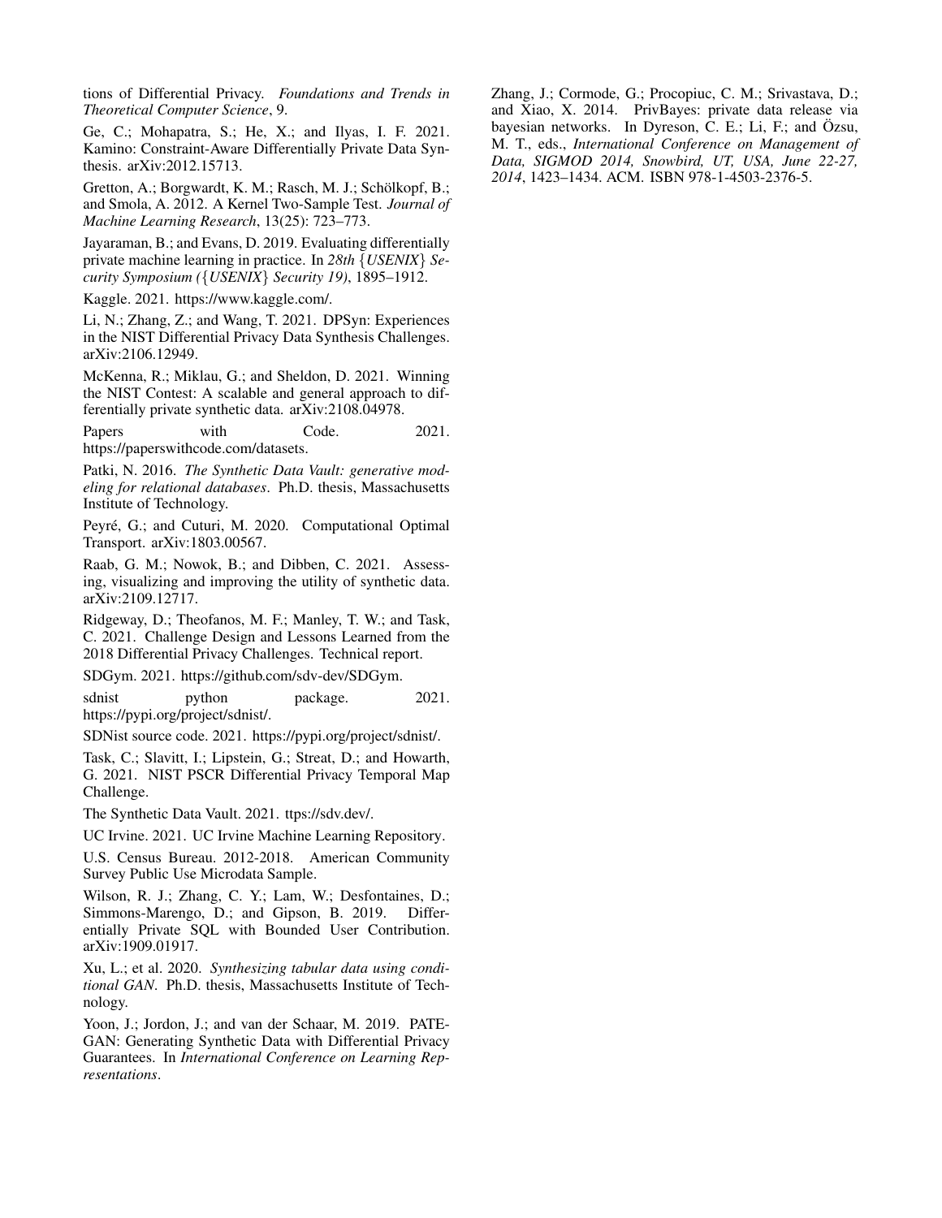tions of Differential Privacy. *Foundations and Trends in Theoretical Computer Science*, 9.

Ge, C.; Mohapatra, S.; He, X.; and Ilyas, I. F. 2021. Kamino: Constraint-Aware Differentially Private Data Synthesis. arXiv:2012.15713.

Gretton, A.; Borgwardt, K. M.; Rasch, M. J.; Schölkopf, B.; and Smola, A. 2012. A Kernel Two-Sample Test. *Journal of Machine Learning Research*, 13(25): 723–773.

Jayaraman, B.; and Evans, D. 2019. Evaluating differentially private machine learning in practice. In *28th {USENIX} Security Symposium ({USENIX} Security 19)*, 1895–1912.

Kaggle. 2021. https://www.kaggle.com/.

Li, N.; Zhang, Z.; and Wang, T. 2021. DPSyn: Experiences in the NIST Differential Privacy Data Synthesis Challenges. arXiv:2106.12949.

McKenna, R.; Miklau, G.; and Sheldon, D. 2021. Winning the NIST Contest: A scalable and general approach to differentially private synthetic data. arXiv:2108.04978.

Papers with Code. 2021. https://paperswithcode.com/datasets.

Patki, N. 2016. *The Synthetic Data Vault: generative modeling for relational databases*. Ph.D. thesis, Massachusetts Institute of Technology.

Peyré, G.; and Cuturi, M. 2020. Computational Optimal Transport. arXiv:1803.00567.

Raab, G. M.; Nowok, B.; and Dibben, C. 2021. Assessing, visualizing and improving the utility of synthetic data. arXiv:2109.12717.

Ridgeway, D.; Theofanos, M. F.; Manley, T. W.; and Task, C. 2021. Challenge Design and Lessons Learned from the 2018 Differential Privacy Challenges. Technical report.

SDGym. 2021. https://github.com/sdv-dev/SDGym.

sdnist python package. 2021. https://pypi.org/project/sdnist/.

SDNist source code. 2021. https://pypi.org/project/sdnist/.

Task, C.; Slavitt, I.; Lipstein, G.; Streat, D.; and Howarth, G. 2021. NIST PSCR Differential Privacy Temporal Map Challenge.

The Synthetic Data Vault. 2021. ttps://sdv.dev/.

UC Irvine. 2021. UC Irvine Machine Learning Repository.

U.S. Census Bureau. 2012-2018. American Community Survey Public Use Microdata Sample.

Wilson, R. J.; Zhang, C. Y.; Lam, W.; Desfontaines, D.; Simmons-Marengo, D.; and Gipson, B. 2019. Differentially Private SQL with Bounded User Contribution. arXiv:1909.01917.

Xu, L.; et al. 2020. *Synthesizing tabular data using conditional GAN*. Ph.D. thesis, Massachusetts Institute of Technology.

Yoon, J.; Jordon, J.; and van der Schaar, M. 2019. PATE-GAN: Generating Synthetic Data with Differential Privacy Guarantees. In *International Conference on Learning Representations*.

Zhang, J.; Cormode, G.; Procopiuc, C. M.; Srivastava, D.; and Xiao, X. 2014. PrivBayes: private data release via bayesian networks. In Dyreson, C. E.; Li, F.; and Özsu, M. T., eds., *International Conference on Management of Data, SIGMOD 2014, Snowbird, UT, USA, June 22-27, 2014*, 1423–1434. ACM. ISBN 978-1-4503-2376-5.